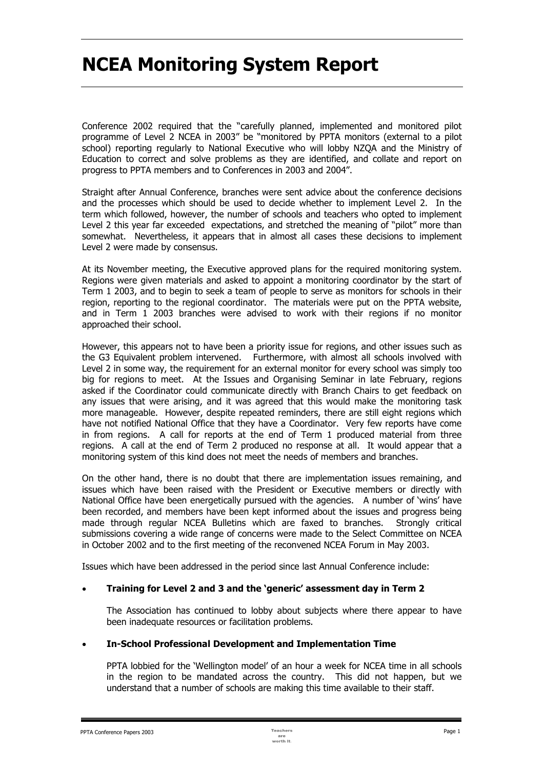# NCEA Monitoring System Report

Conference 2002 required that the "carefully planned, implemented and monitored pilot programme of Level 2 NCEA in 2003" be "monitored by PPTA monitors (external to a pilot school) reporting regularly to National Executive who will lobby NZQA and the Ministry of Education to correct and solve problems as they are identified, and collate and report on progress to PPTA members and to Conferences in 2003 and 2004".

Straight after Annual Conference, branches were sent advice about the conference decisions and the processes which should be used to decide whether to implement Level 2. In the term which followed, however, the number of schools and teachers who opted to implement Level 2 this year far exceeded expectations, and stretched the meaning of "pilot" more than somewhat. Nevertheless, it appears that in almost all cases these decisions to implement Level 2 were made by consensus.

At its November meeting, the Executive approved plans for the required monitoring system. Regions were given materials and asked to appoint a monitoring coordinator by the start of Term 1 2003, and to begin to seek a team of people to serve as monitors for schools in their region, reporting to the regional coordinator. The materials were put on the PPTA website, and in Term 1 2003 branches were advised to work with their regions if no monitor approached their school.

However, this appears not to have been a priority issue for regions, and other issues such as the G3 Equivalent problem intervened. Furthermore, with almost all schools involved with Level 2 in some way, the requirement for an external monitor for every school was simply too big for regions to meet. At the Issues and Organising Seminar in late February, regions asked if the Coordinator could communicate directly with Branch Chairs to get feedback on any issues that were arising, and it was agreed that this would make the monitoring task more manageable. However, despite repeated reminders, there are still eight regions which have not notified National Office that they have a Coordinator. Very few reports have come in from regions. A call for reports at the end of Term 1 produced material from three regions. A call at the end of Term 2 produced no response at all. It would appear that a monitoring system of this kind does not meet the needs of members and branches.

On the other hand, there is no doubt that there are implementation issues remaining, and issues which have been raised with the President or Executive members or directly with National Office have been energetically pursued with the agencies. A number of 'wins' have been recorded, and members have been kept informed about the issues and progress being made through regular NCEA Bulletins which are faxed to branches. Strongly critical submissions covering a wide range of concerns were made to the Select Committee on NCEA in October 2002 and to the first meeting of the reconvened NCEA Forum in May 2003.

Issues which have been addressed in the period since last Annual Conference include:

- **Training for Level 2 and 3 and the 'generic' assessment day in Term 2**

  The Association has continued to lobby about subjects where there appear to have been inadequate resources or facilitation problems.

- **In-School Professional Development and Implementation Time**

  PPTA lobbied for the 'Wellington model' of an hour a week for NCEA time in all schools in the region to be mandated across the country. This did not happen, but we understand that a number of schools are making this time available to their staff.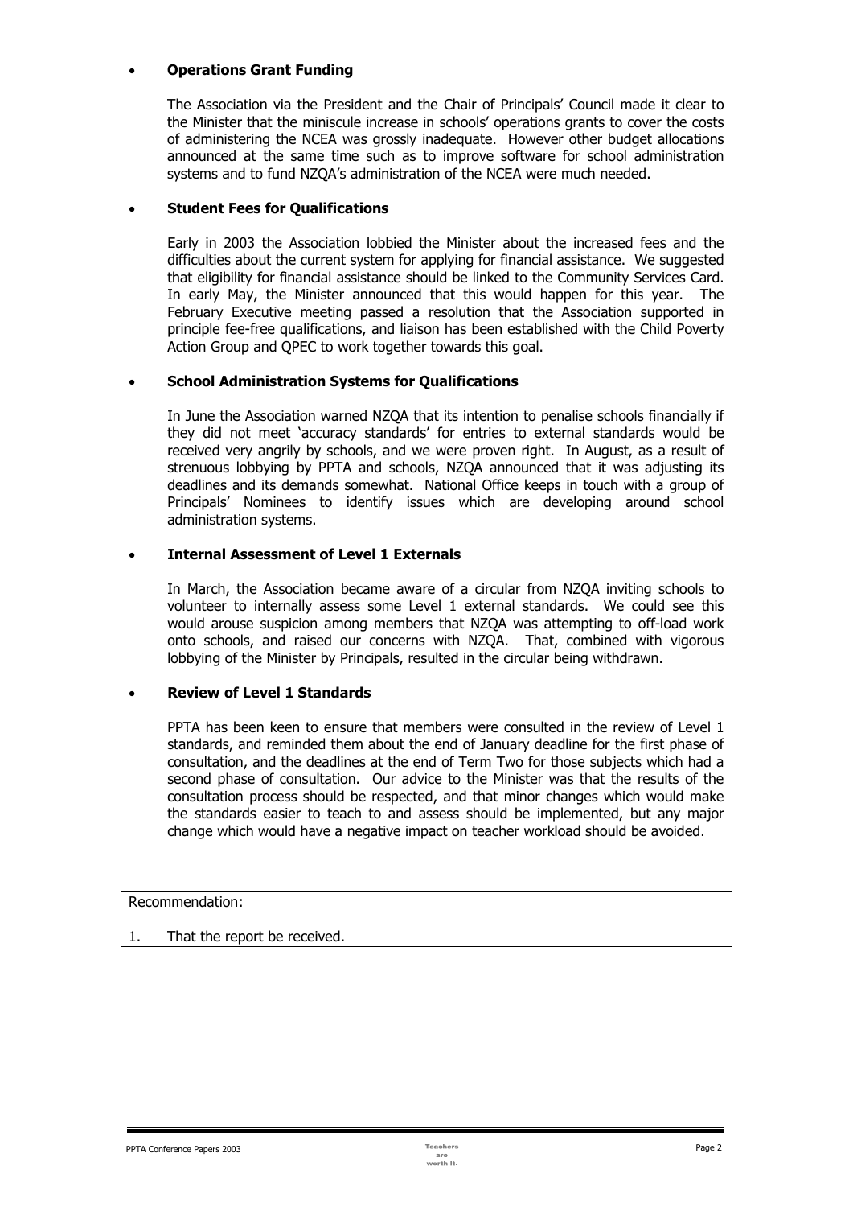- **Operations Grant Funding**

  The Association via the President and the Chair of Principals' Council made it clear to the Minister that the miniscule increase in schools' operations grants to cover the costs of administering the NCEA was grossly inadequate. However other budget allocations announced at the same time such as to improve software for school administration systems and to fund NZQA's administration of the NCEA were much needed.

- **Student Fees for Qualifications**

  Early in 2003 the Association lobbied the Minister about the increased fees and the difficulties about the current system for applying for financial assistance. We suggested that eligibility for financial assistance should be linked to the Community Services Card. In early May, the Minister announced that this would happen for this year. The February Executive meeting passed a resolution that the Association supported in principle fee-free qualifications, and liaison has been established with the Child Poverty Action Group and QPEC to work together towards this goal.

- **School Administration Systems for Qualifications**

  In June the Association warned NZQA that its intention to penalise schools financially if they did not meet 'accuracy standards' for entries to external standards would be received very angrily by schools, and we were proven right. In August, as a result of strenuous lobbying by PPTA and schools, NZQA announced that it was adjusting its deadlines and its demands somewhat. National Office keeps in touch with a group of Principals' Nominees to identify issues which are developing around school administration systems.

- **Internal Assessment of Level 1 Externals**

  In March, the Association became aware of a circular from NZQA inviting schools to volunteer to internally assess some Level 1 external standards. We could see this would arouse suspicion among members that NZQA was attempting to off-load work onto schools, and raised our concerns with NZQA. That, combined with vigorous lobbying of the Minister by Principals, resulted in the circular being withdrawn.

- **Review of Level 1 Standards**

  PPTA has been keen to ensure that members were consulted in the review of Level 1 standards, and reminded them about the end of January deadline for the first phase of consultation, and the deadlines at the end of Term Two for those subjects which had a second phase of consultation. Our advice to the Minister was that the results of the consultation process should be respected, and that minor changes which would make the standards easier to teach to and assess should be implemented, but any major change which would have a negative impact on teacher workload should be avoided.

Recommendation:

1. That the report be received.